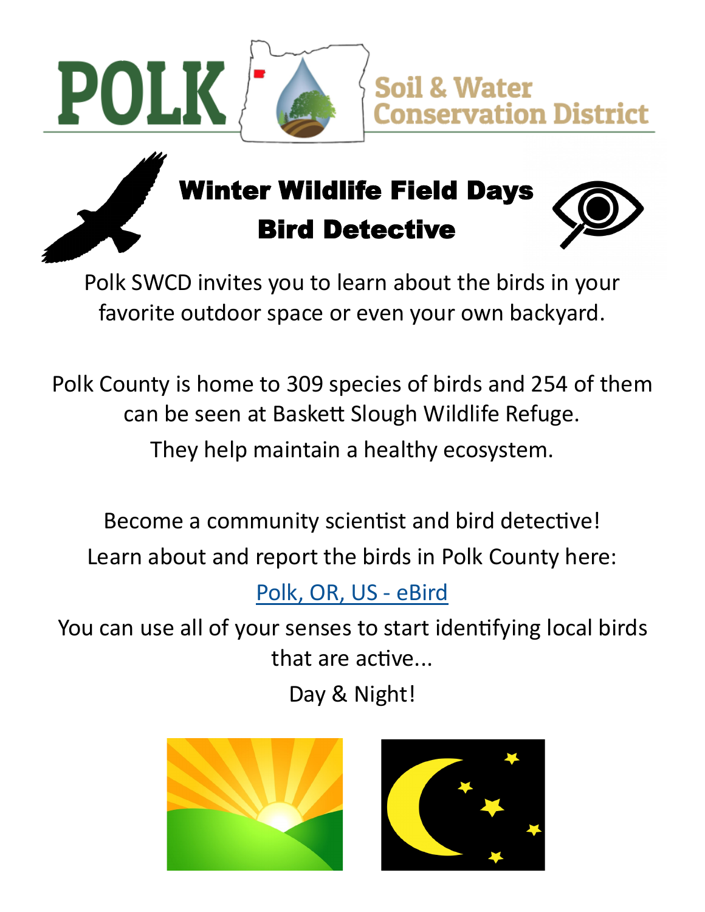# POLK Soil & Water Conservation District

## Winter Wildlife Field Days

## Bird Detective

Polk SWCD invites you to learn about the birds in your favorite outdoor space or even your own backyard.

Polk County is home to 309 species of birds and 254 of them can be seen at Baskett Slough Wildlife Refuge.

They help maintain a healthy ecosystem.

Become a community scientist and bird detective!

Learn about and report the birds in Polk County here:

Polk, OR, US - eBird

You can use all of your senses to start identifying local birds that are active...

Day & Night!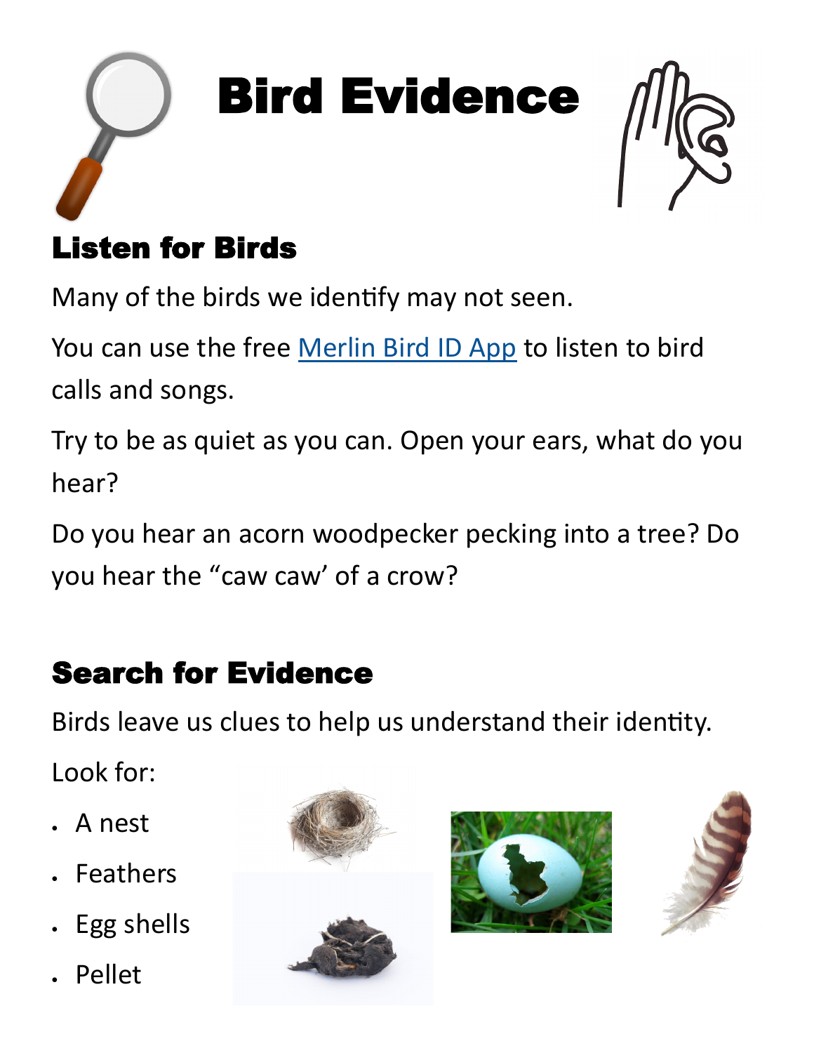# Bird Evidence

## Listen for Birds

Many of the birds we identify may not seen.

You can use the free Merlin Bird ID App to listen to bird calls and songs.

Try to be as quiet as you can. Open your ears, what do you hear?

Do you hear an acorn woodpecker pecking into a tree? Do you hear the "caw caw' of a crow?

## Search for Evidence

Birds leave us clues to help us understand their identity.

Look for:

- A nest
- Feathers
- Egg shells
- Pellet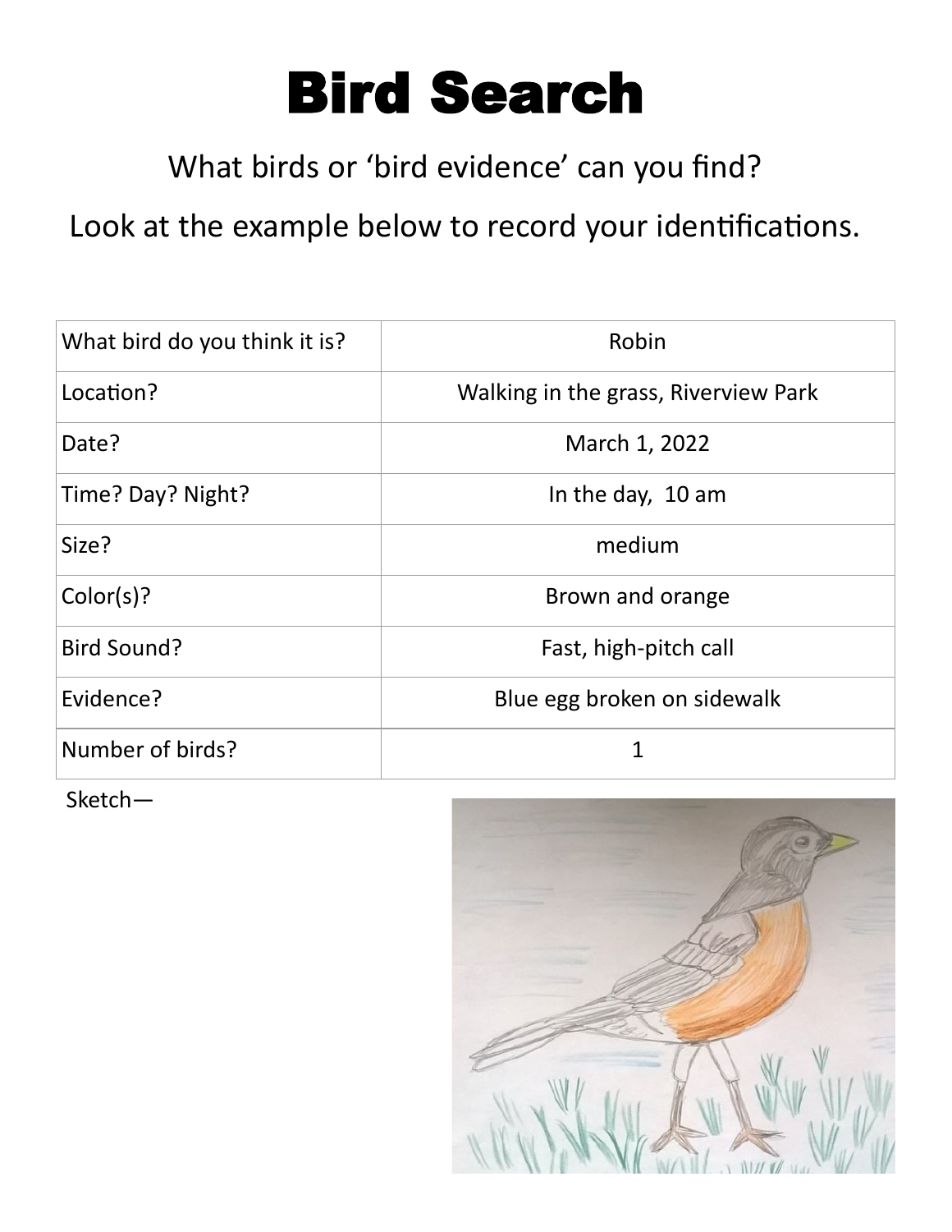# Bird Search

What birds or 'bird evidence' can you find?

Look at the example below to record your identifications.

| | |
|---|---|
| What bird do you think it is? | Robin |
| Location? | Walking in the grass, Riverview Park |
| Date? | March 1, 2022 |
| Time? Day? Night? | In the day, 10 am |
| Size? | medium |
| Color(s)? | Brown and orange |
| Bird Sound? | Fast, high-pitch call |
| Evidence? | Blue egg broken on sidewalk |
| Number of birds? | 1 |

Sketch—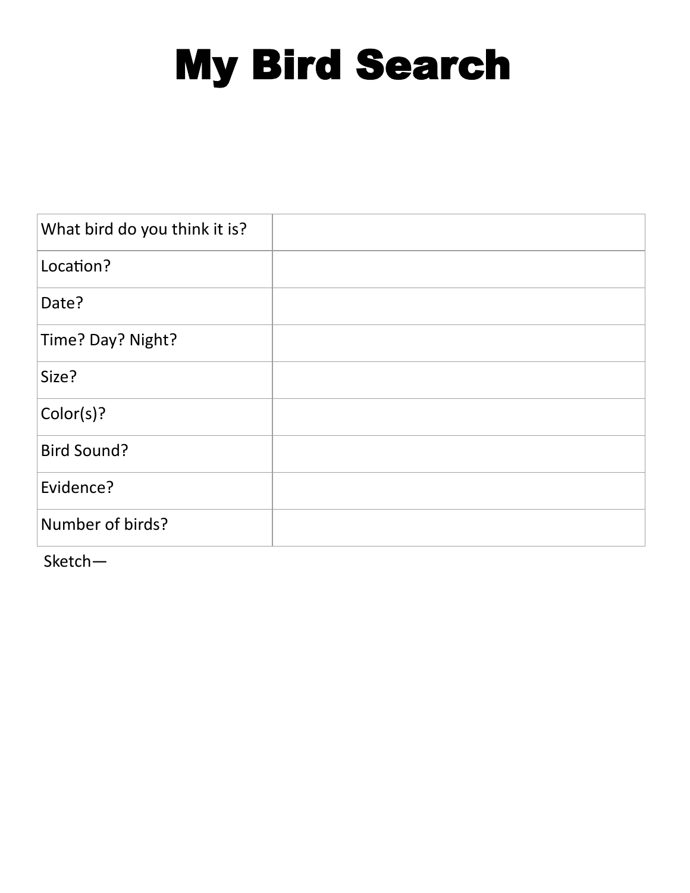# My Bird Search

| | |
|---|---|
| What bird do you think it is? | |
| Location? | |
| Date? | |
| Time? Day? Night? | |
| Size? | |
| Color(s)? | |
| Bird Sound? | |
| Evidence? | |
| Number of birds? | |

Sketch—